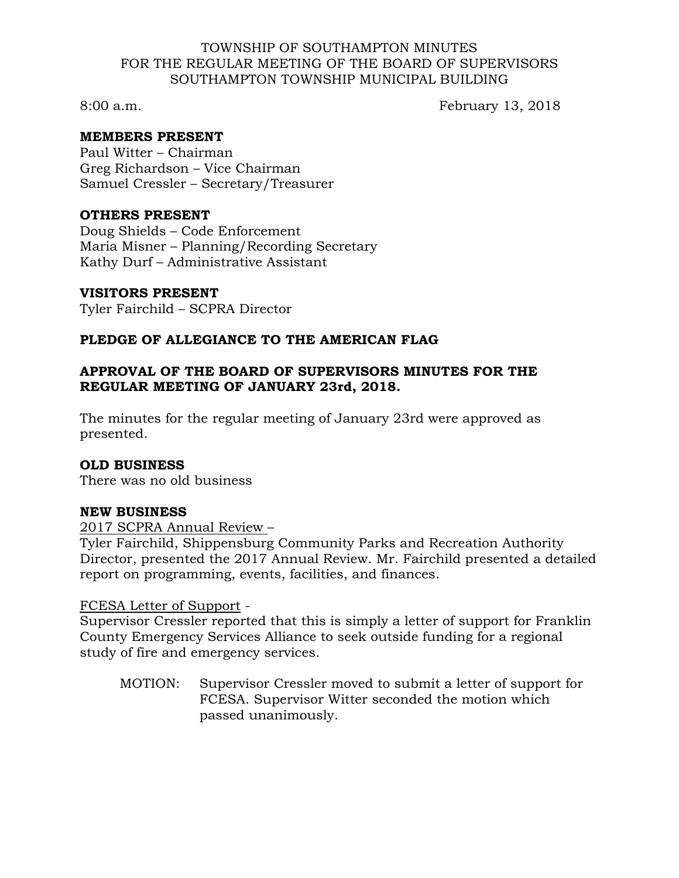# TOWNSHIP OF SOUTHAMPTON MINUTES
# FOR THE REGULAR MEETING OF THE BOARD OF SUPERVISORS
# SOUTHAMPTON TOWNSHIP MUNICIPAL BUILDING

8:00 a.m. February 13, 2018

**MEMBERS PRESENT**

Paul Witter – Chairman
Greg Richardson – Vice Chairman
Samuel Cressler – Secretary/Treasurer

**OTHERS PRESENT**

Doug Shields – Code Enforcement
Maria Misner – Planning/Recording Secretary
Kathy Durf – Administrative Assistant

**VISITORS PRESENT**

Tyler Fairchild – SCPRA Director

**PLEDGE OF ALLEGIANCE TO THE AMERICAN FLAG**

**APPROVAL OF THE BOARD OF SUPERVISORS MINUTES FOR THE REGULAR MEETING OF JANUARY 23rd, 2018.**

The minutes for the regular meeting of January 23rd were approved as presented.

**OLD BUSINESS**

There was no old business

**NEW BUSINESS**

2017 SCPRA Annual Review –

Tyler Fairchild, Shippensburg Community Parks and Recreation Authority Director, presented the 2017 Annual Review. Mr. Fairchild presented a detailed report on programming, events, facilities, and finances.

FCESA Letter of Support -

Supervisor Cressler reported that this is simply a letter of support for Franklin County Emergency Services Alliance to seek outside funding for a regional study of fire and emergency services.

MOTION: Supervisor Cressler moved to submit a letter of support for FCESA. Supervisor Witter seconded the motion which passed unanimously.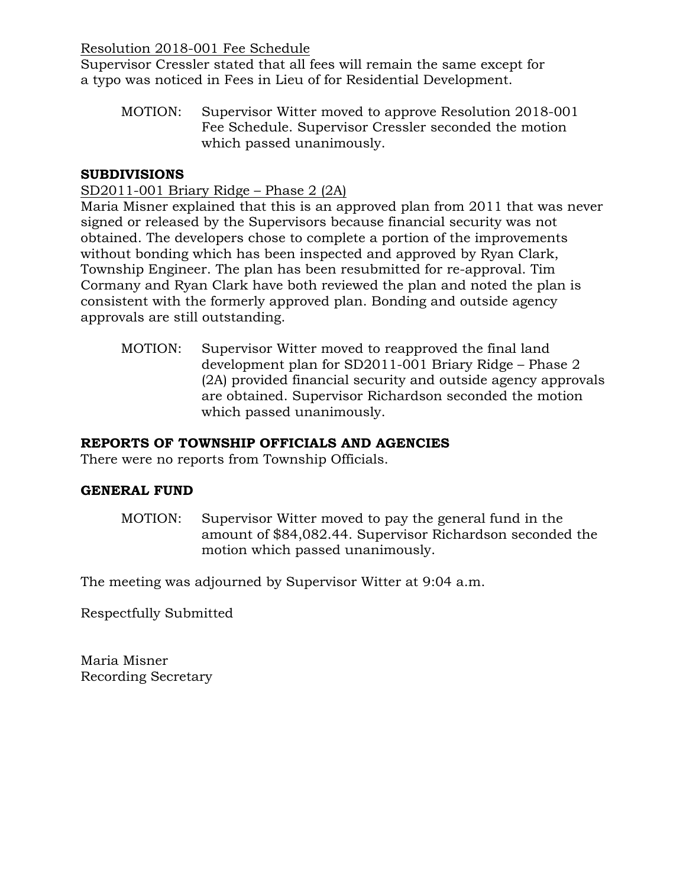Resolution 2018-001 Fee Schedule

Supervisor Cressler stated that all fees will remain the same except for a typo was noticed in Fees in Lieu of for Residential Development.

MOTION: Supervisor Witter moved to approve Resolution 2018-001 Fee Schedule. Supervisor Cressler seconded the motion which passed unanimously.

## SUBDIVISIONS

SD2011-001 Briary Ridge – Phase 2 (2A)

Maria Misner explained that this is an approved plan from 2011 that was never signed or released by the Supervisors because financial security was not obtained. The developers chose to complete a portion of the improvements without bonding which has been inspected and approved by Ryan Clark, Township Engineer. The plan has been resubmitted for re-approval. Tim Cormany and Ryan Clark have both reviewed the plan and noted the plan is consistent with the formerly approved plan. Bonding and outside agency approvals are still outstanding.

MOTION: Supervisor Witter moved to reapproved the final land development plan for SD2011-001 Briary Ridge – Phase 2 (2A) provided financial security and outside agency approvals are obtained. Supervisor Richardson seconded the motion which passed unanimously.

## REPORTS OF TOWNSHIP OFFICIALS AND AGENCIES

There were no reports from Township Officials.

## GENERAL FUND

MOTION: Supervisor Witter moved to pay the general fund in the amount of $84,082.44. Supervisor Richardson seconded the motion which passed unanimously.

The meeting was adjourned by Supervisor Witter at 9:04 a.m.

Respectfully Submitted

Maria Misner
Recording Secretary